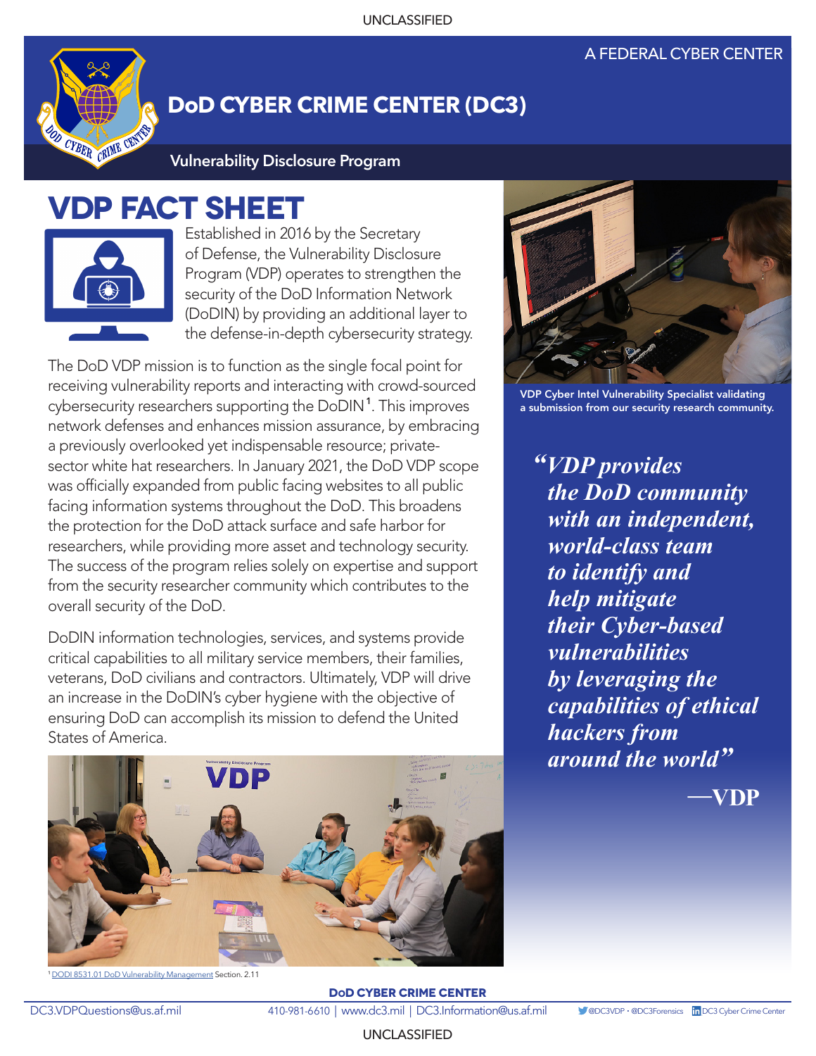A FEDERAL CYBER CENTER

# DoD CYBER CRIME CENTER (DC3)

**Vulnerability Disclosure Program**

## VDP FACT SHEET

Established in 2016 by the Secretary of Defense, the Vulnerability Disclosure Program (VDP) operates to strengthen the security of the DoD Information Network (DoDIN) by providing an additional layer to the defense-in-depth cybersecurity strategy.

The DoD VDP mission is to function as the single focal point for receiving vulnerability reports and interacting with crowd-sourced cybersecurity researchers supporting the DoDIN[1]. This improves network defenses and enhances mission assurance, by embracing a previously overlooked yet indispensable resource; private-sector white hat researchers. In January 2021, the DoD VDP scope was officially expanded from public facing websites to all public facing information systems throughout the DoD. This broadens the protection for the DoD attack surface and safe harbor for researchers, while providing more asset and technology security. The success of the program relies solely on expertise and support from the security researcher community which contributes to the overall security of the DoD.

DoDIN information technologies, services, and systems provide critical capabilities to all military service members, their families, veterans, DoD civilians and contractors. Ultimately, VDP will drive an increase in the DoDIN's cyber hygiene with the objective of ensuring DoD can accomplish its mission to defend the United States of America.

VDP Cyber Intel Vulnerability Specialist validating a submission from our security research community.

> ***"VDP provides the DoD community with an independent, world-class team to identify and help mitigate their Cyber-based vulnerabilities by leveraging the capabilities of ethical hackers from around the world"***
>
> **—VDP**

[1] DODI 8531.01 DoD Vulnerability Management Section. 2.11

**DoD CYBER CRIME CENTER**

DC3.VDPQuestions@us.af.mil | 410-981-6610 | www.dc3.mil | DC3.Information@us.af.mil | @DC3VDP • @DC3Forensics | DC3 Cyber Crime Center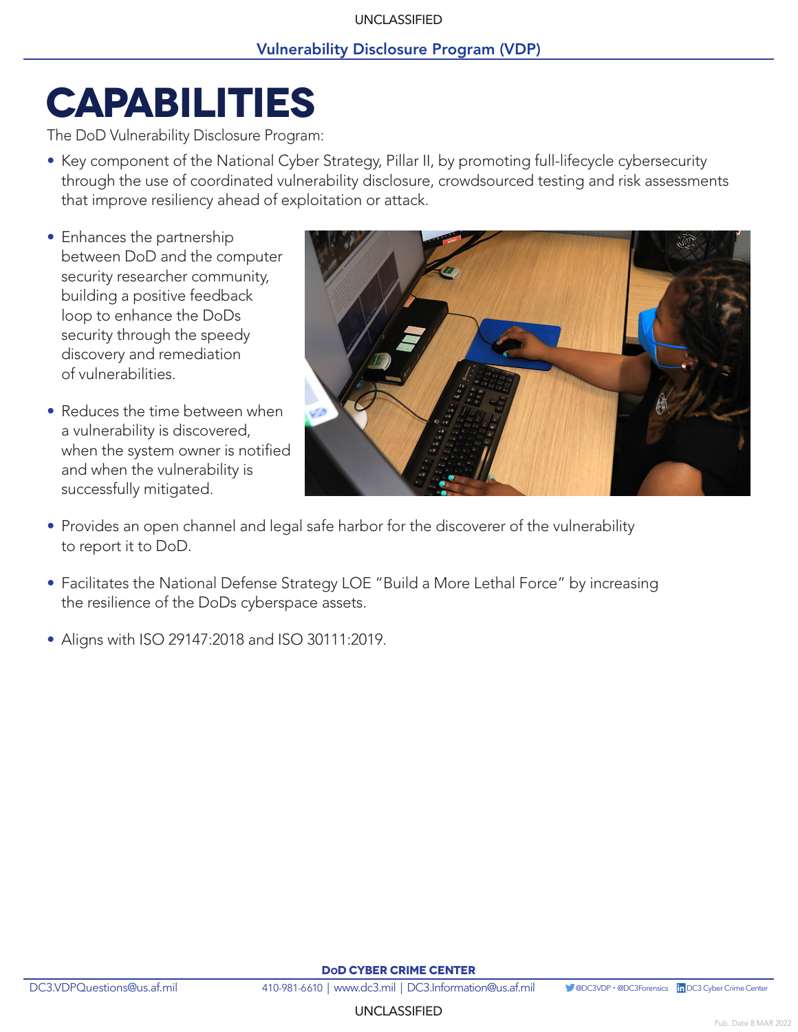# CAPABILITIES

The DoD Vulnerability Disclosure Program:

- Key component of the National Cyber Strategy, Pillar II, by promoting full-lifecycle cybersecurity through the use of coordinated vulnerability disclosure, crowdsourced testing and risk assessments that improve resiliency ahead of exploitation or attack.
- Enhances the partnership between DoD and the computer security researcher community, building a positive feedback loop to enhance the DoDs security through the speedy discovery and remediation of vulnerabilities.
- Reduces the time between when a vulnerability is discovered, when the system owner is notified and when the vulnerability is successfully mitigated.
- Provides an open channel and legal safe harbor for the discoverer of the vulnerability to report it to DoD.
- Facilitates the National Defense Strategy LOE "Build a More Lethal Force" by increasing the resilience of the DoDs cyberspace assets.
- Aligns with ISO 29147:2018 and ISO 30111:2019.

**DoD CYBER CRIME CENTER**

DC3.VDPQuestions@us.af.mil | 410-981-6610 | www.dc3.mil | DC3.Information@us.af.mil | @DC3VDP • @DC3Forensics | DC3 Cyber Crime Center

Pub. Date 8 MAR 2022